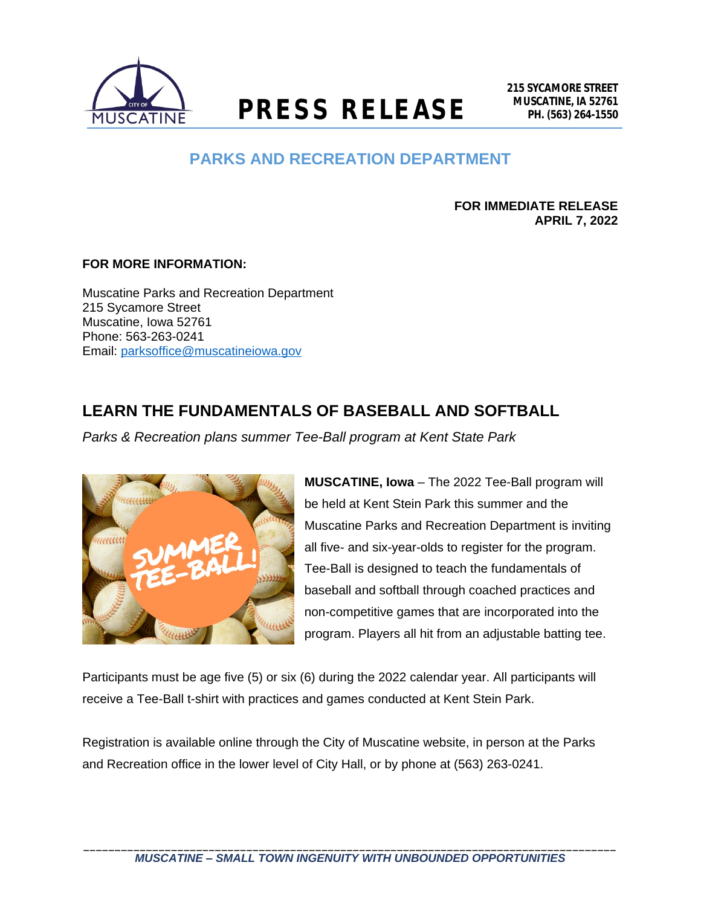# PRESS RELEASE

215 SYCAMORE STREET
MUSCATINE, IA 52761
PH. (563) 264-1550

## PARKS AND RECREATION DEPARTMENT

**FOR IMMEDIATE RELEASE**
**APRIL 7, 2022**

**FOR MORE INFORMATION:**

Muscatine Parks and Recreation Department
215 Sycamore Street
Muscatine, Iowa 52761
Phone: 563-263-0241
Email: parksoffice@muscatineiowa.gov

## LEARN THE FUNDAMENTALS OF BASEBALL AND SOFTBALL

*Parks & Recreation plans summer Tee-Ball program at Kent State Park*

**MUSCATINE, Iowa** – The 2022 Tee-Ball program will be held at Kent Stein Park this summer and the Muscatine Parks and Recreation Department is inviting all five- and six-year-olds to register for the program. Tee-Ball is designed to teach the fundamentals of baseball and softball through coached practices and non-competitive games that are incorporated into the program. Players all hit from an adjustable batting tee.

Participants must be age five (5) or six (6) during the 2022 calendar year. All participants will receive a Tee-Ball t-shirt with practices and games conducted at Kent Stein Park.

Registration is available online through the City of Muscatine website, in person at the Parks and Recreation office in the lower level of City Hall, or by phone at (563) 263-0241.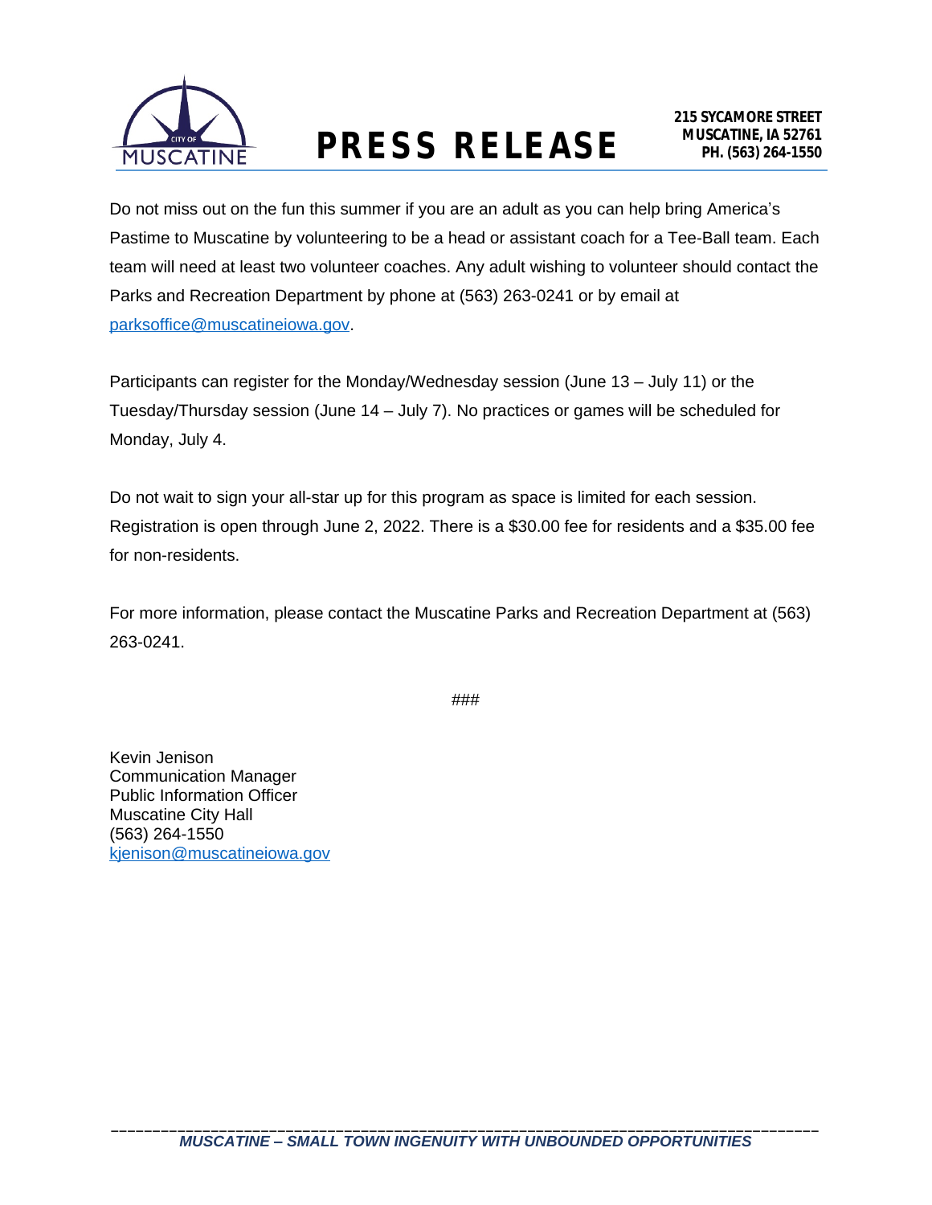Do not miss out on the fun this summer if you are an adult as you can help bring America's Pastime to Muscatine by volunteering to be a head or assistant coach for a Tee-Ball team. Each team will need at least two volunteer coaches. Any adult wishing to volunteer should contact the Parks and Recreation Department by phone at (563) 263-0241 or by email at parksoffice@muscatineiowa.gov.

Participants can register for the Monday/Wednesday session (June 13 – July 11) or the Tuesday/Thursday session (June 14 – July 7). No practices or games will be scheduled for Monday, July 4.

Do not wait to sign your all-star up for this program as space is limited for each session. Registration is open through June 2, 2022. There is a $30.00 fee for residents and a $35.00 fee for non-residents.

For more information, please contact the Muscatine Parks and Recreation Department at (563) 263-0241.

###

Kevin Jenison
Communication Manager
Public Information Officer
Muscatine City Hall
(563) 264-1550
kjenison@muscatineiowa.gov